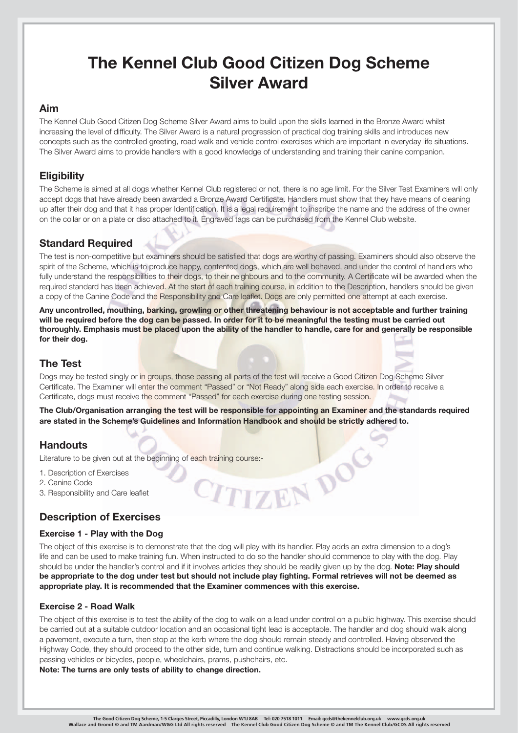# The Kennel Club Good Citizen Dog Scheme Silver Award

## Aim

The Kennel Club Good Citizen Dog Scheme Silver Award aims to build upon the skills learned in the Bronze Award whilst increasing the level of difficulty. The Silver Award is a natural progression of practical dog training skills and introduces new concepts such as the controlled greeting, road walk and vehicle control exercises which are important in everyday life situations. The Silver Award aims to provide handlers with a good knowledge of understanding and training their canine companion.

## Eligibility

The Scheme is aimed at all dogs whether Kennel Club registered or not, there is no age limit. For the Silver Test Examiners will only accept dogs that have already been awarded a Bronze Award Certificate. Handlers must show that they have means of cleaning up after their dog and that it has proper Identification. It is a legal requirement to inscribe the name and the address of the owner on the collar or on a plate or disc attached to it. Engraved tags can be purchased from the Kennel Club website.

## Standard Required

The test is non-competitive but examiners should be satisfied that dogs are worthy of passing. Examiners should also observe the spirit of the Scheme, which is to produce happy, contented dogs, which are well behaved, and under the control of handlers who fully understand the responsibilities to their dogs, to their neighbours and to the community. A Certificate will be awarded when the required standard has been achieved. At the start of each training course, in addition to the Description, handlers should be given a copy of the Canine Code and the Responsibility and Care leaflet. Dogs are only permitted one attempt at each exercise.

**Any uncontrolled, mouthing, barking, growling or other threatening behaviour is not acceptable and further training will be required before the dog can be passed. In order for it to be meaningful the testing must be carried out thoroughly. Emphasis must be placed upon the ability of the handler to handle, care for and generally be responsible for their dog.**

## The Test

Dogs may be tested singly or in groups, those passing all parts of the test will receive a Good Citizen Dog Scheme Silver Certificate. The Examiner will enter the comment "Passed" or "Not Ready" along side each exercise. In order to receive a Certificate, dogs must receive the comment "Passed" for each exercise during one testing session.

**The Club/Organisation arranging the test will be responsible for appointing an Examiner and the standards required are stated in the Scheme's Guidelines and Information Handbook and should be strictly adhered to.**

## Handouts

Literature to be given out at the beginning of each training course:-

1. Description of Exercises
2. Canine Code
3. Responsibility and Care leaflet

## Description of Exercises

### Exercise 1 - Play with the Dog

The object of this exercise is to demonstrate that the dog will play with its handler. Play adds an extra dimension to a dog's life and can be used to make training fun. When instructed to do so the handler should commence to play with the dog. Play should be under the handler's control and if it involves articles they should be readily given up by the dog. **Note: Play should be appropriate to the dog under test but should not include play fighting. Formal retrieves will not be deemed as appropriate play. It is recommended that the Examiner commences with this exercise.**

### Exercise 2 - Road Walk

The object of this exercise is to test the ability of the dog to walk on a lead under control on a public highway. This exercise should be carried out at a suitable outdoor location and an occasional tight lead is acceptable. The handler and dog should walk along a pavement, execute a turn, then stop at the kerb where the dog should remain steady and controlled. Having observed the Highway Code, they should proceed to the other side, turn and continue walking. Distractions should be incorporated such as passing vehicles or bicycles, people, wheelchairs, prams, pushchairs, etc.

**Note: The turns are only tests of ability to change direction.**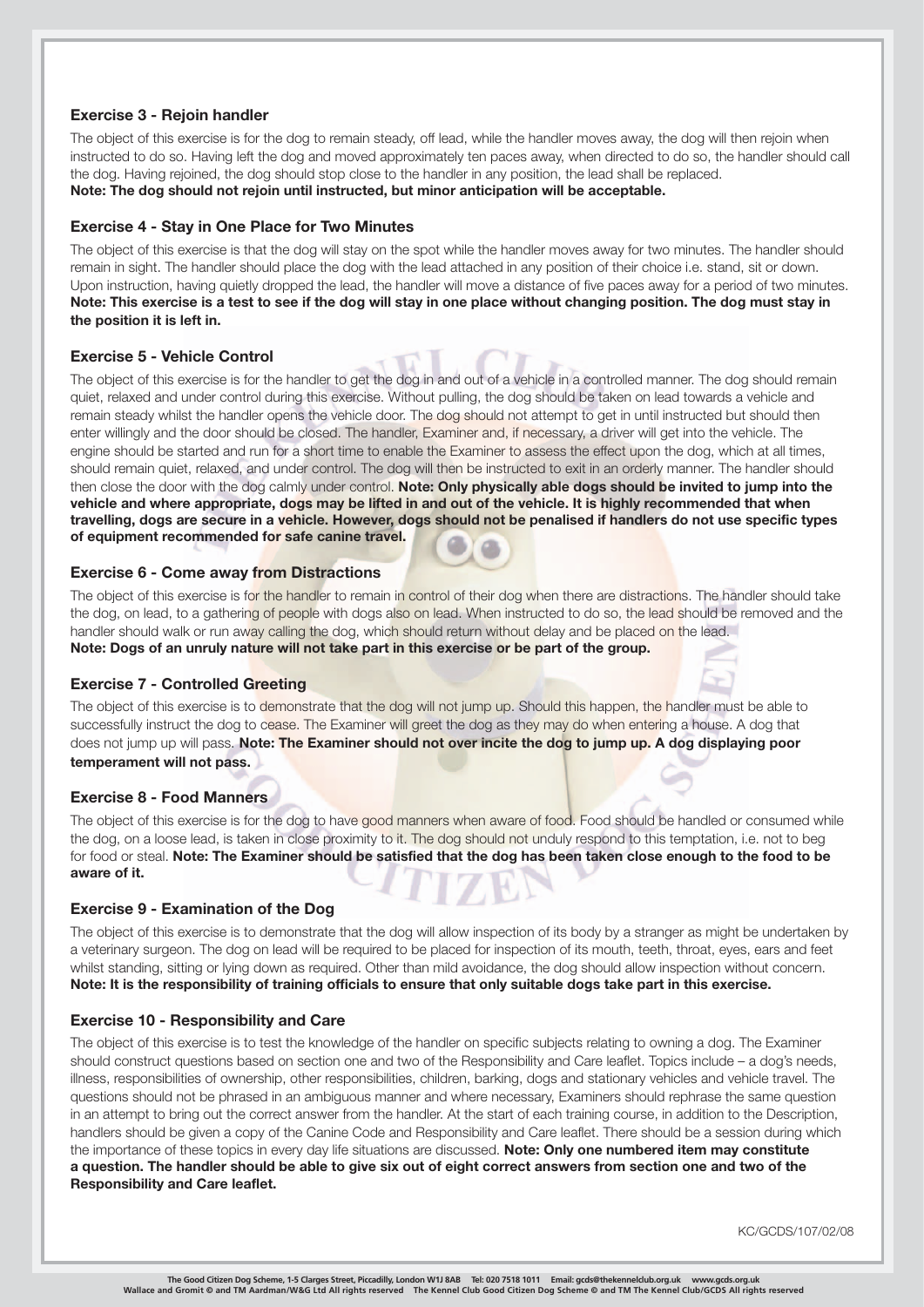### Exercise 3 - Rejoin handler

The object of this exercise is for the dog to remain steady, off lead, while the handler moves away, the dog will then rejoin when instructed to do so. Having left the dog and moved approximately ten paces away, when directed to do so, the handler should call the dog. Having rejoined, the dog should stop close to the handler in any position, the lead shall be replaced.
**Note: The dog should not rejoin until instructed, but minor anticipation will be acceptable.**

### Exercise 4 - Stay in One Place for Two Minutes

The object of this exercise is that the dog will stay on the spot while the handler moves away for two minutes. The handler should remain in sight. The handler should place the dog with the lead attached in any position of their choice i.e. stand, sit or down. Upon instruction, having quietly dropped the lead, the handler will move a distance of five paces away for a period of two minutes.
**Note: This exercise is a test to see if the dog will stay in one place without changing position. The dog must stay in the position it is left in.**

### Exercise 5 - Vehicle Control

The object of this exercise is for the handler to get the dog in and out of a vehicle in a controlled manner. The dog should remain quiet, relaxed and under control during this exercise. Without pulling, the dog should be taken on lead towards a vehicle and remain steady whilst the handler opens the vehicle door. The dog should not attempt to get in until instructed but should then enter willingly and the door should be closed. The handler, Examiner and, if necessary, a driver will get into the vehicle. The engine should be started and run for a short time to enable the Examiner to assess the effect upon the dog, which at all times, should remain quiet, relaxed, and under control. The dog will then be instructed to exit in an orderly manner. The handler should then close the door with the dog calmly under control. **Note: Only physically able dogs should be invited to jump into the vehicle and where appropriate, dogs may be lifted in and out of the vehicle. It is highly recommended that when travelling, dogs are secure in a vehicle. However, dogs should not be penalised if handlers do not use specific types of equipment recommended for safe canine travel.**

### Exercise 6 - Come away from Distractions

The object of this exercise is for the handler to remain in control of their dog when there are distractions. The handler should take the dog, on lead, to a gathering of people with dogs also on lead. When instructed to do so, the lead should be removed and the handler should walk or run away calling the dog, which should return without delay and be placed on the lead.
**Note: Dogs of an unruly nature will not take part in this exercise or be part of the group.**

### Exercise 7 - Controlled Greeting

The object of this exercise is to demonstrate that the dog will not jump up. Should this happen, the handler must be able to successfully instruct the dog to cease. The Examiner will greet the dog as they may do when entering a house. A dog that does not jump up will pass. **Note: The Examiner should not over incite the dog to jump up. A dog displaying poor temperament will not pass.**

### Exercise 8 - Food Manners

The object of this exercise is for the dog to have good manners when aware of food. Food should be handled or consumed while the dog, on a loose lead, is taken in close proximity to it. The dog should not unduly respond to this temptation, i.e. not to beg for food or steal. **Note: The Examiner should be satisfied that the dog has been taken close enough to the food to be aware of it.**

### Exercise 9 - Examination of the Dog

The object of this exercise is to demonstrate that the dog will allow inspection of its body by a stranger as might be undertaken by a veterinary surgeon. The dog on lead will be required to be placed for inspection of its mouth, teeth, throat, eyes, ears and feet whilst standing, sitting or lying down as required. Other than mild avoidance, the dog should allow inspection without concern.
**Note: It is the responsibility of training officials to ensure that only suitable dogs take part in this exercise.**

### Exercise 10 - Responsibility and Care

The object of this exercise is to test the knowledge of the handler on specific subjects relating to owning a dog. The Examiner should construct questions based on section one and two of the Responsibility and Care leaflet. Topics include – a dog's needs, illness, responsibilities of ownership, other responsibilities, children, barking, dogs and stationary vehicles and vehicle travel. The questions should not be phrased in an ambiguous manner and where necessary, Examiners should rephrase the same question in an attempt to bring out the correct answer from the handler. At the start of each training course, in addition to the Description, handlers should be given a copy of the Canine Code and Responsibility and Care leaflet. There should be a session during which the importance of these topics in every day life situations are discussed. **Note: Only one numbered item may constitute a question. The handler should be able to give six out of eight correct answers from section one and two of the Responsibility and Care leaflet.**

KC/GCDS/107/02/08

The Good Citizen Dog Scheme, 1-5 Clarges Street, Piccadilly, London W1J 8AB Tel: 020 7518 1011 Email: gcds@thekennelclub.org.uk www.gcds.org.uk
Wallace and Gromit © and TM Aardman/W&G Ltd All rights reserved The Kennel Club Good Citizen Dog Scheme © and TM The Kennel Club/GCDS All rights reserved